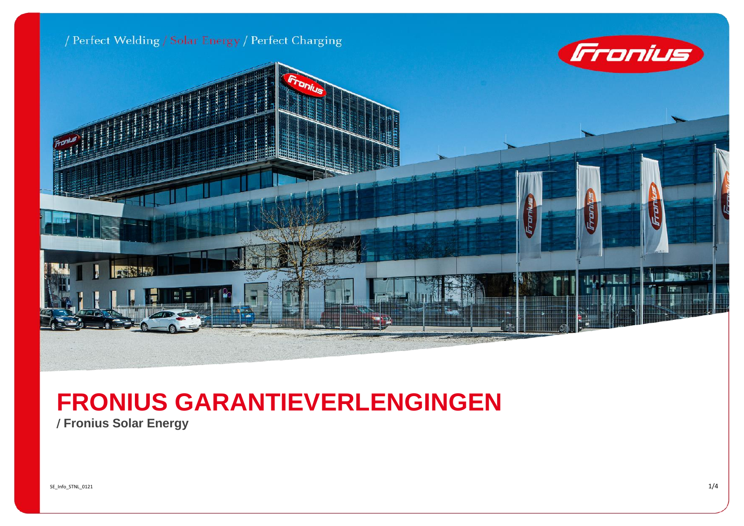/ Perfect Welding / Solar Energy / Perfect Charging

# FRONIUS GARANTIEVERLENGINGEN

**/ Fronius Solar Energy**

SE_Info_STNL_0121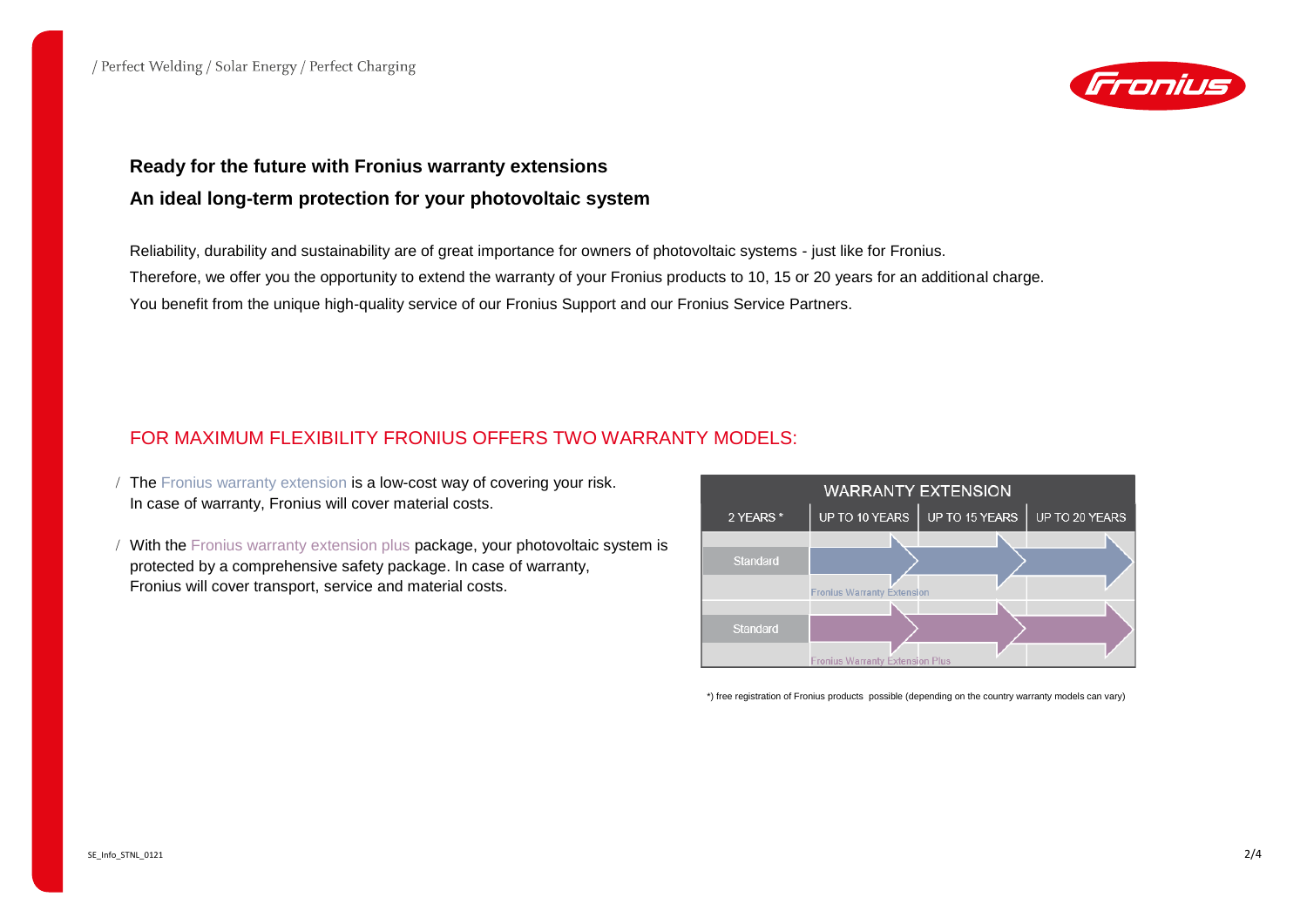## Ready for the future with Fronius warranty extensions

## An ideal long-term protection for your photovoltaic system

Reliability, durability and sustainability are of great importance for owners of photovoltaic systems - just like for Fronius.
Therefore, we offer you the opportunity to extend the warranty of your Fronius products to 10, 15 or 20 years for an additional charge.
You benefit from the unique high-quality service of our Fronius Support and our Fronius Service Partners.

### FOR MAXIMUM FLEXIBILITY FRONIUS OFFERS TWO WARRANTY MODELS:

- The Fronius warranty extension is a low-cost way of covering your risk. In case of warranty, Fronius will cover material costs.
- With the Fronius warranty extension plus package, your photovoltaic system is protected by a comprehensive safety package. In case of warranty, Fronius will cover transport, service and material costs.

| WARRANTY EXTENSION | | | |
|---|---|---|---|
| 2 YEARS * | UP TO 10 YEARS | UP TO 15 YEARS | UP TO 20 YEARS |
| Standard | Fronius Warranty Extension | | |
| Standard | Fronius Warranty Extension Plus | | |

*) free registration of Fronius products possible (depending on the country warranty models can vary)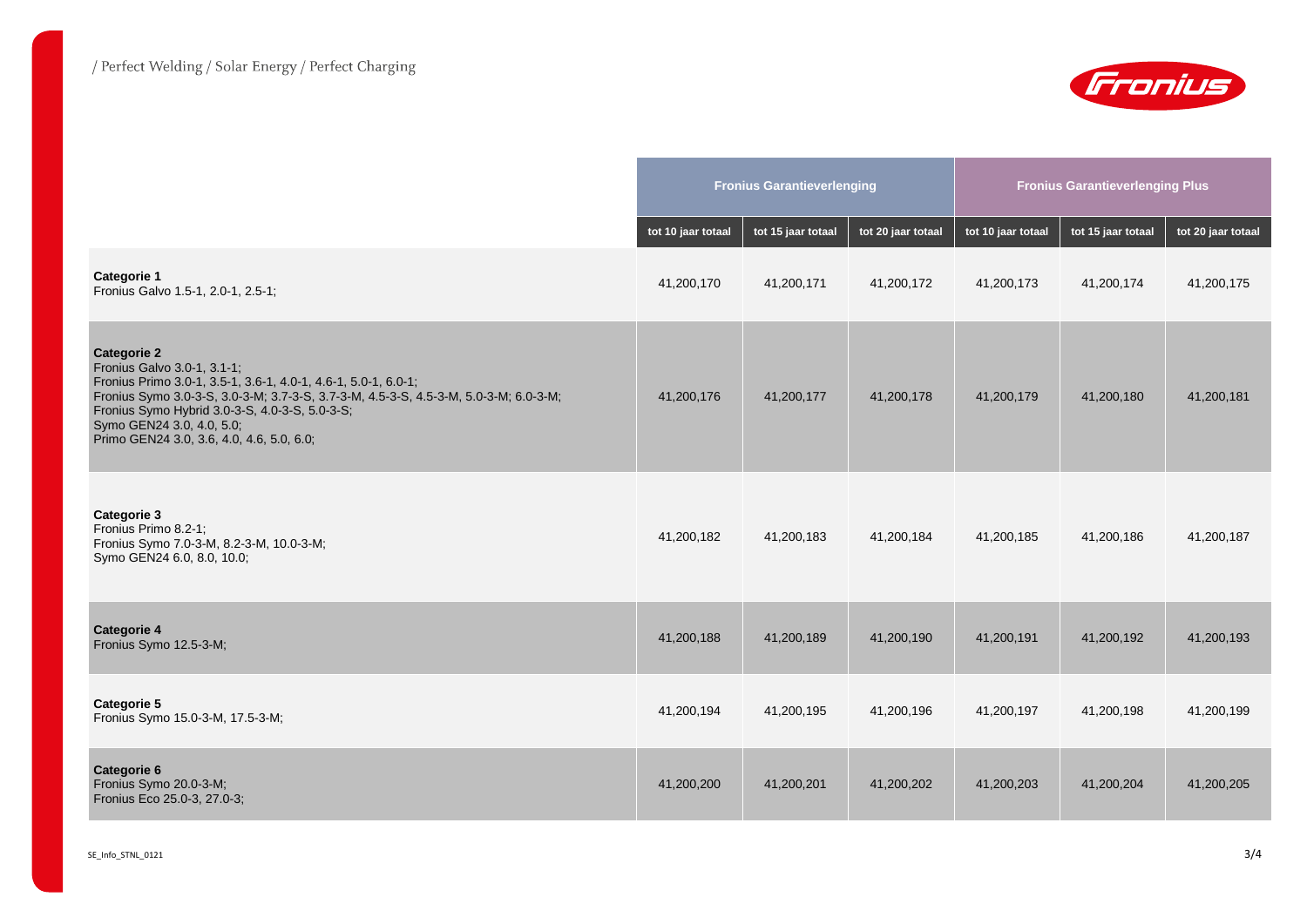| | Fronius Garantieverlenging | | | Fronius Garantieverlenging Plus | | |
|---|---|---|---|---|---|---|
| | tot 10 jaar totaal | tot 15 jaar totaal | tot 20 jaar totaal | tot 10 jaar totaal | tot 15 jaar totaal | tot 20 jaar totaal |
| **Categorie 1**<br>Fronius Galvo 1.5-1, 2.0-1, 2.5-1; | 41,200,170 | 41,200,171 | 41,200,172 | 41,200,173 | 41,200,174 | 41,200,175 |
| **Categorie 2**<br>Fronius Galvo 3.0-1, 3.1-1;<br>Fronius Primo 3.0-1, 3.5-1, 3.6-1, 4.0-1, 4.6-1, 5.0-1, 6.0-1;<br>Fronius Symo 3.0-3-S, 3.0-3-M; 3.7-3-S, 3.7-3-M, 4.5-3-S, 4.5-3-M, 5.0-3-M; 6.0-3-M;<br>Fronius Symo Hybrid 3.0-3-S, 4.0-3-S, 5.0-3-S;<br>Symo GEN24 3.0, 4.0, 5.0;<br>Primo GEN24 3.0, 3.6, 4.0, 4.6, 5.0, 6.0; | 41,200,176 | 41,200,177 | 41,200,178 | 41,200,179 | 41,200,180 | 41,200,181 |
| **Categorie 3**<br>Fronius Primo 8.2-1;<br>Fronius Symo 7.0-3-M, 8.2-3-M, 10.0-3-M;<br>Symo GEN24 6.0, 8.0, 10.0; | 41,200,182 | 41,200,183 | 41,200,184 | 41,200,185 | 41,200,186 | 41,200,187 |
| **Categorie 4**<br>Fronius Symo 12.5-3-M; | 41,200,188 | 41,200,189 | 41,200,190 | 41,200,191 | 41,200,192 | 41,200,193 |
| **Categorie 5**<br>Fronius Symo 15.0-3-M, 17.5-3-M; | 41,200,194 | 41,200,195 | 41,200,196 | 41,200,197 | 41,200,198 | 41,200,199 |
| **Categorie 6**<br>Fronius Symo 20.0-3-M;<br>Fronius Eco 25.0-3, 27.0-3; | 41,200,200 | 41,200,201 | 41,200,202 | 41,200,203 | 41,200,204 | 41,200,205 |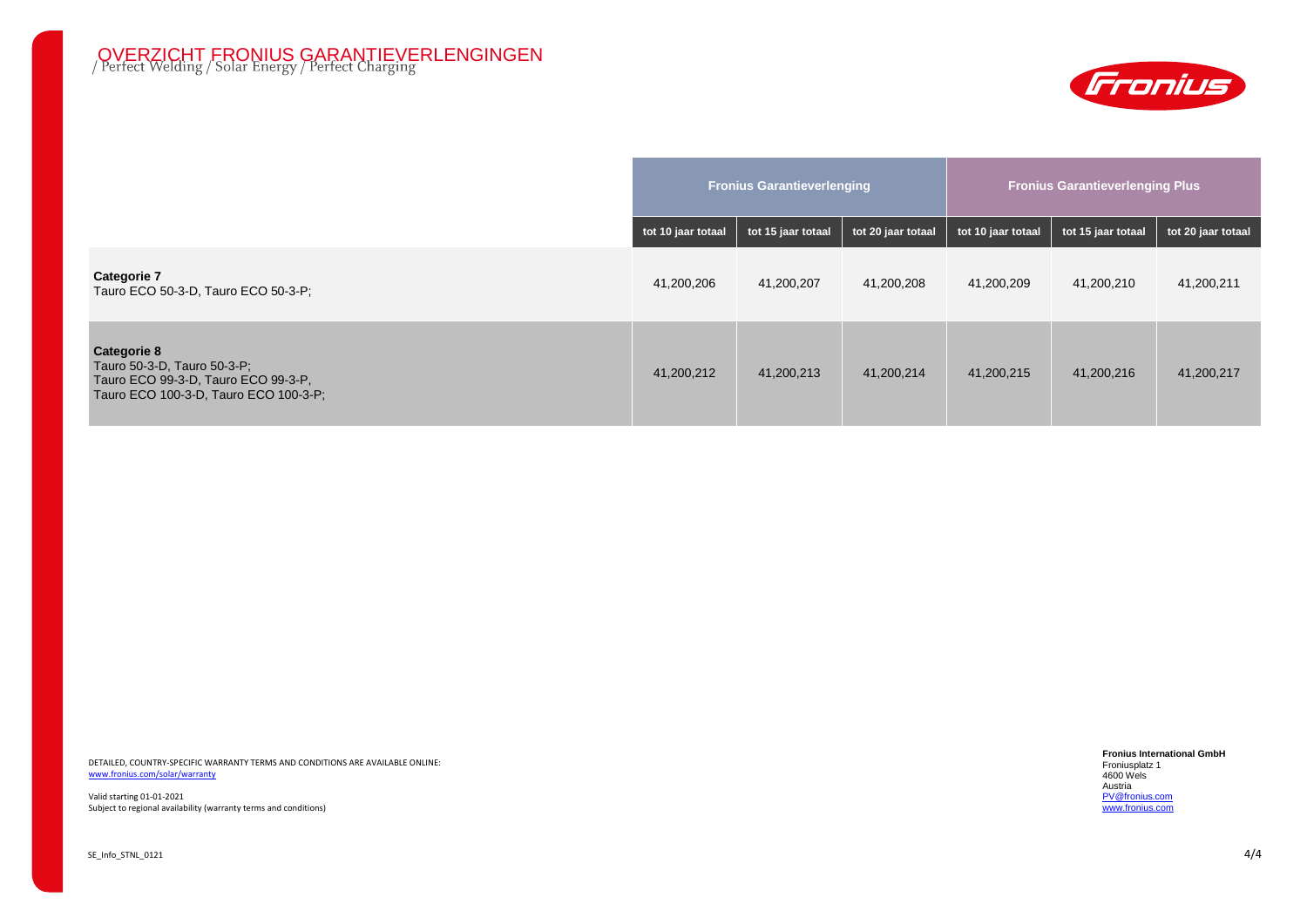# OVERZICHT FRONIUS GARANTIEVERLENGINGEN

/ Perfect Welding / Solar Energy / Perfect Charging

| | Fronius Garantieverlenging | | | Fronius Garantieverlenging Plus | | |
|---|---|---|---|---|---|---|
| | tot 10 jaar totaal | tot 15 jaar totaal | tot 20 jaar totaal | tot 10 jaar totaal | tot 15 jaar totaal | tot 20 jaar totaal |
| **Categorie 7**<br>Tauro ECO 50-3-D, Tauro ECO 50-3-P; | 41,200,206 | 41,200,207 | 41,200,208 | 41,200,209 | 41,200,210 | 41,200,211 |
| **Categorie 8**<br>Tauro 50-3-D, Tauro 50-3-P;<br>Tauro ECO 99-3-D, Tauro ECO 99-3-P,<br>Tauro ECO 100-3-D, Tauro ECO 100-3-P; | 41,200,212 | 41,200,213 | 41,200,214 | 41,200,215 | 41,200,216 | 41,200,217 |

DETAILED, COUNTRY-SPECIFIC WARRANTY TERMS AND CONDITIONS ARE AVAILABLE ONLINE:
www.fronius.com/solar/warranty

Valid starting 01-01-2021
Subject to regional availability (warranty terms and conditions)

**Fronius International GmbH**
Froniusplatz 1
4600 Wels
Austria
PV@fronius.com
www.fronius.com

SE_Info_STNL_0121